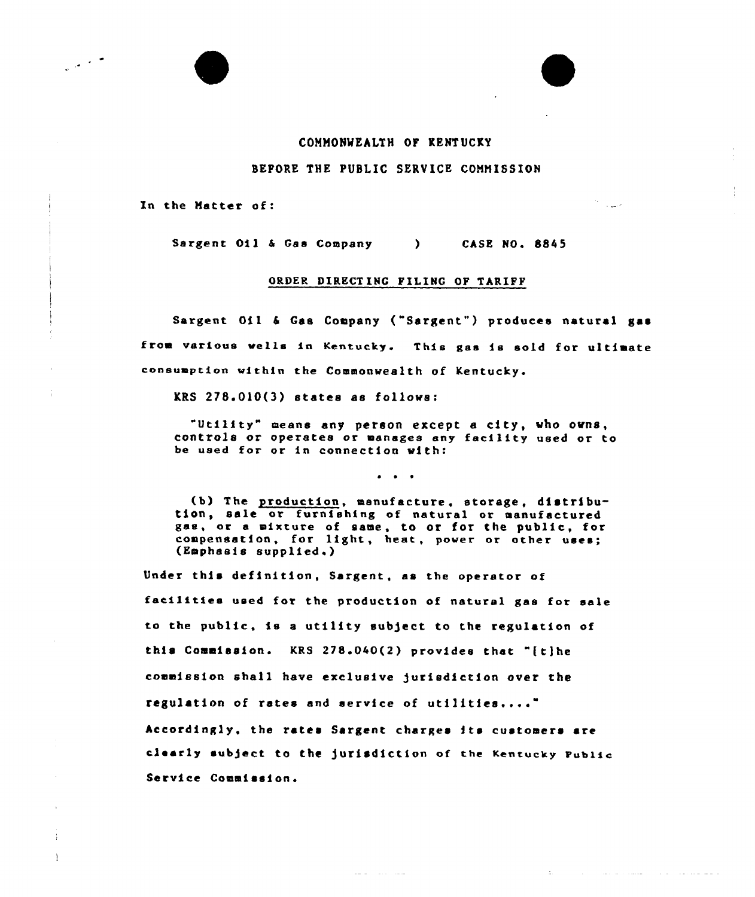COMMONWEALTH OF KENTUCKY

BEFORE THE PUBLIC SERVICE COMMISSION

In the Matter of:

Sargent Oil & Gas Company ) CASE NO. 8845

ORDER DIRECTING FILING OF TARIFF

Sargent Oil & Gas Company ("Sargent") produces natural gas from various wells in Kentucky. This gas is sold for ultimate consumption within the Commonwealth of Kentucky.

KRS 278.010(3) states as follows:

> "Utility" means any person except a city, who owns, controls or operates or manages any facility used or to be used for or in connection with:
>
> . . .
>
> (b) The production, manufacture, storage, distribution, sale or furnishing of natural or manufactured gas, or a mixture of same, to or for the public, for compensation, for light, heat, power or other uses; (Emphasis supplied.)

Under this definition, Sargent, as the operator of facilities used for the production of natural gas for sale to the public, is a utility subject to the regulation of this Commission. KRS 278.040(2) provides that "[t]he commission shall have exclusive jurisdiction over the regulation of rates and service of utilities...." Accordingly, the rates Sargent charges its customers are clearly subject to the jurisdiction of the Kentucky Public Service Commission.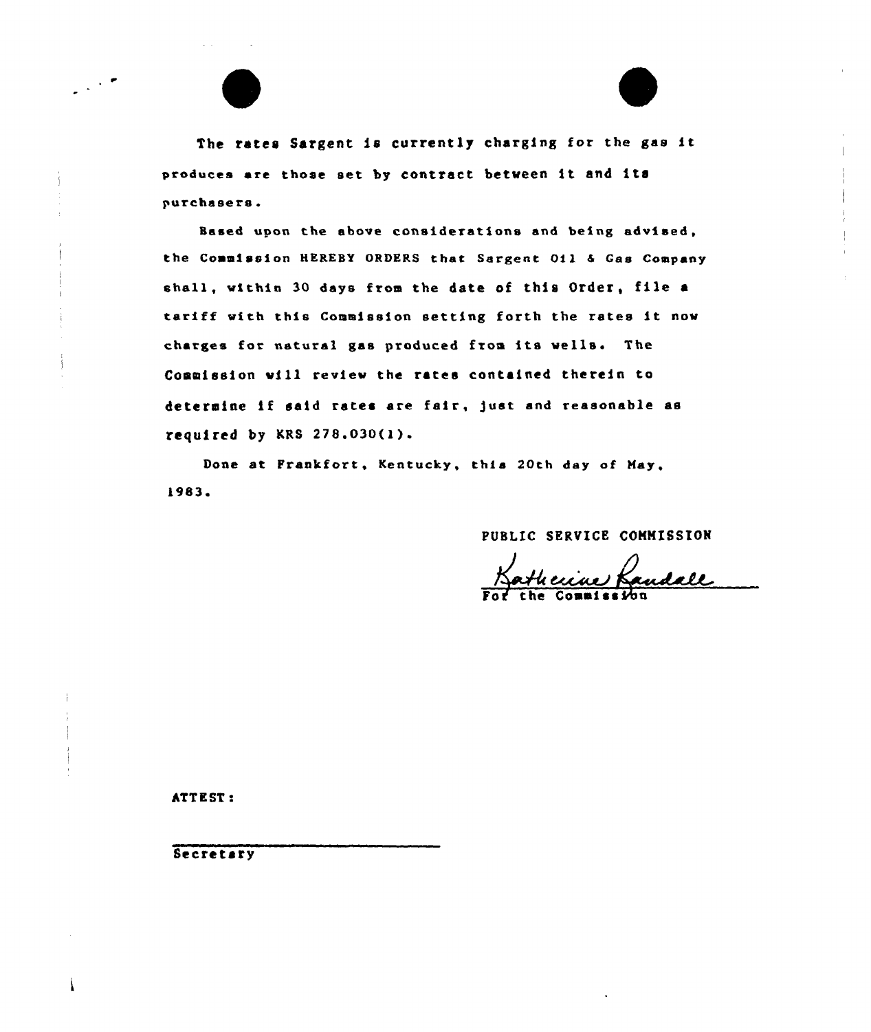The rates Sargent is currently charging for the gas it produces are those set by contract between it and its purchasers.

Based upon the above considerations and being advised, the Commission HEREBY ORDERS that Sargent Oil & Gas Company shall, within 30 days from the date of this Order, file a tariff with this Commission setting forth the rates it now charges for natural gas produced from its wells. The Commission will review the rates contained therein to determine if said rates are fair, just and reasonable as required by KRS 278.030(1).

Done at Frankfort, Kentucky, this 20th day of May, 1983.

PUBLIC SERVICE COMMISSION

Katherine Randall
For the Commission

ATTEST:

Secretary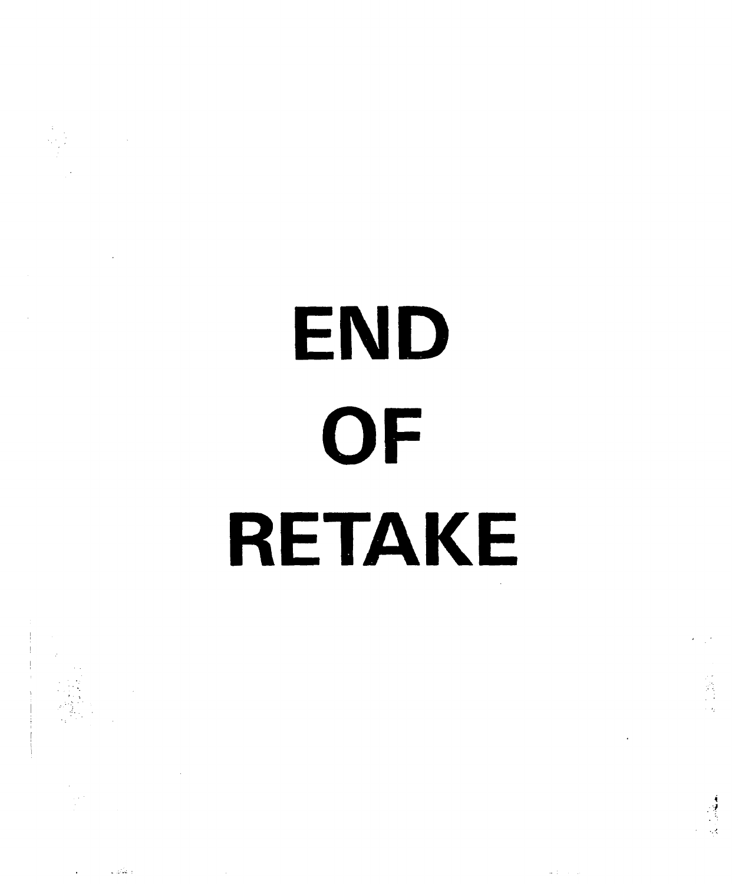# END OF RETAKE